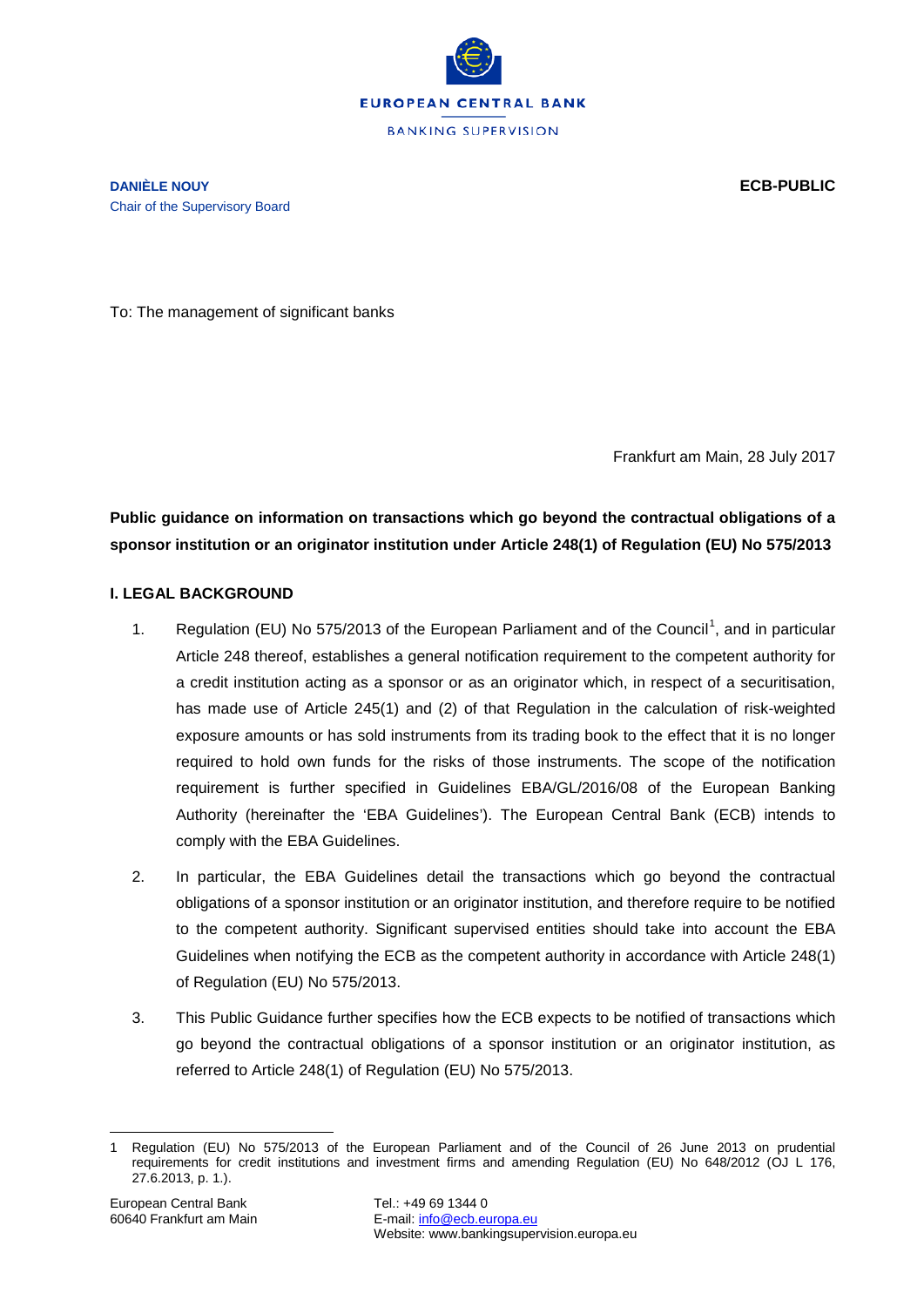EUROPEAN CENTRAL BANK

BANKING SUPERVISION

**DANIÈLE NOUY**
Chair of the Supervisory Board

**ECB-PUBLIC**

To: The management of significant banks

Frankfurt am Main, 28 July 2017

**Public guidance on information on transactions which go beyond the contractual obligations of a sponsor institution or an originator institution under Article 248(1) of Regulation (EU) No 575/2013**

**I. LEGAL BACKGROUND**

1. Regulation (EU) No 575/2013 of the European Parliament and of the Council[1], and in particular Article 248 thereof, establishes a general notification requirement to the competent authority for a credit institution acting as a sponsor or as an originator which, in respect of a securitisation, has made use of Article 245(1) and (2) of that Regulation in the calculation of risk-weighted exposure amounts or has sold instruments from its trading book to the effect that it is no longer required to hold own funds for the risks of those instruments. The scope of the notification requirement is further specified in Guidelines EBA/GL/2016/08 of the European Banking Authority (hereinafter the 'EBA Guidelines'). The European Central Bank (ECB) intends to comply with the EBA Guidelines.

2. In particular, the EBA Guidelines detail the transactions which go beyond the contractual obligations of a sponsor institution or an originator institution, and therefore require to be notified to the competent authority. Significant supervised entities should take into account the EBA Guidelines when notifying the ECB as the competent authority in accordance with Article 248(1) of Regulation (EU) No 575/2013.

3. This Public Guidance further specifies how the ECB expects to be notified of transactions which go beyond the contractual obligations of a sponsor institution or an originator institution, as referred to Article 248(1) of Regulation (EU) No 575/2013.

---

1 Regulation (EU) No 575/2013 of the European Parliament and of the Council of 26 June 2013 on prudential requirements for credit institutions and investment firms and amending Regulation (EU) No 648/2012 (OJ L 176, 27.6.2013, p. 1.).

European Central Bank
60640 Frankfurt am Main

Tel.: +49 69 1344 0
E-mail: info@ecb.europa.eu
Website: www.bankingsupervision.europa.eu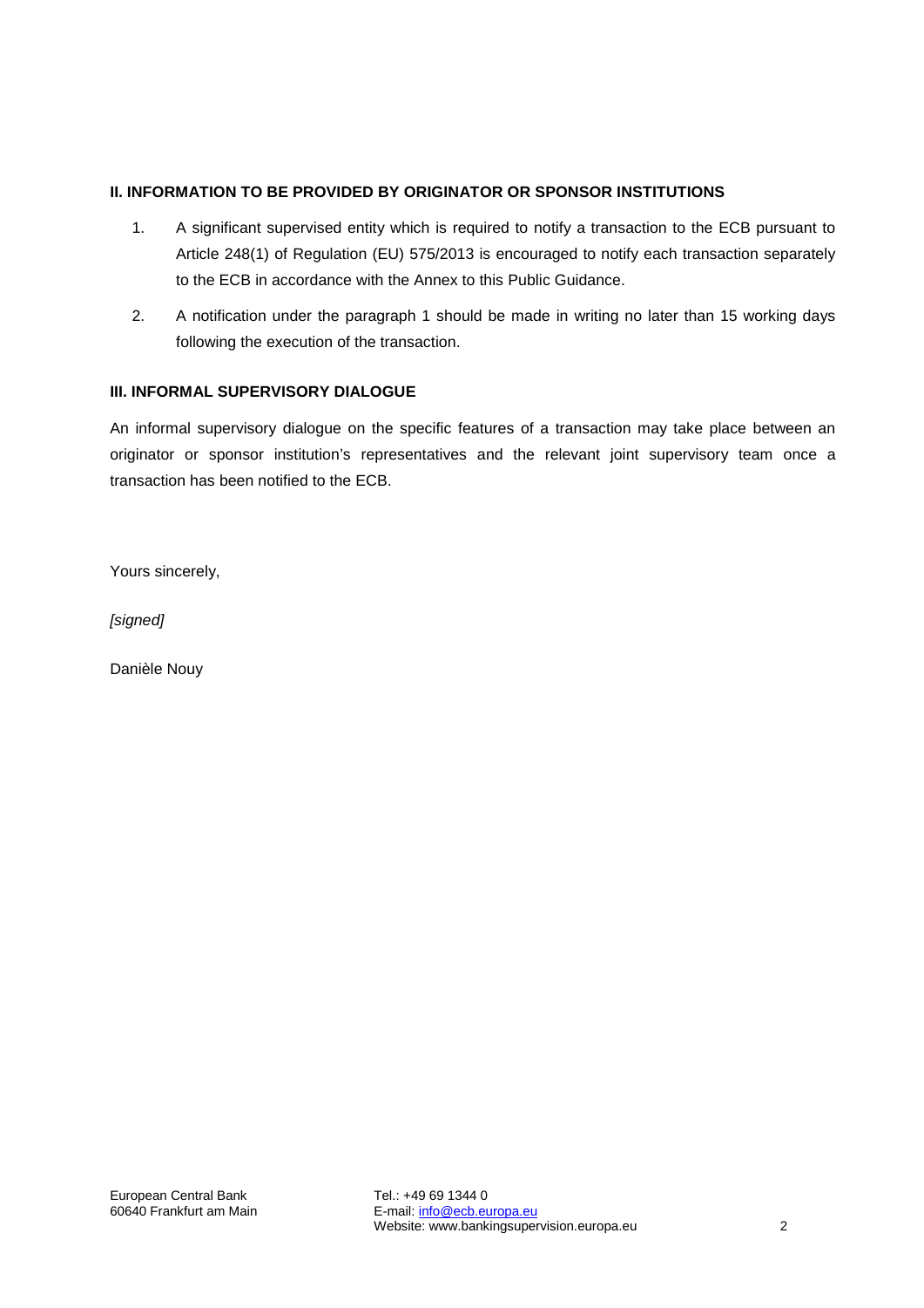## II. INFORMATION TO BE PROVIDED BY ORIGINATOR OR SPONSOR INSTITUTIONS

1. A significant supervised entity which is required to notify a transaction to the ECB pursuant to Article 248(1) of Regulation (EU) 575/2013 is encouraged to notify each transaction separately to the ECB in accordance with the Annex to this Public Guidance.
2. A notification under the paragraph 1 should be made in writing no later than 15 working days following the execution of the transaction.

## III. INFORMAL SUPERVISORY DIALOGUE

An informal supervisory dialogue on the specific features of a transaction may take place between an originator or sponsor institution's representatives and the relevant joint supervisory team once a transaction has been notified to the ECB.

Yours sincerely,

*[signed]*

Danièle Nouy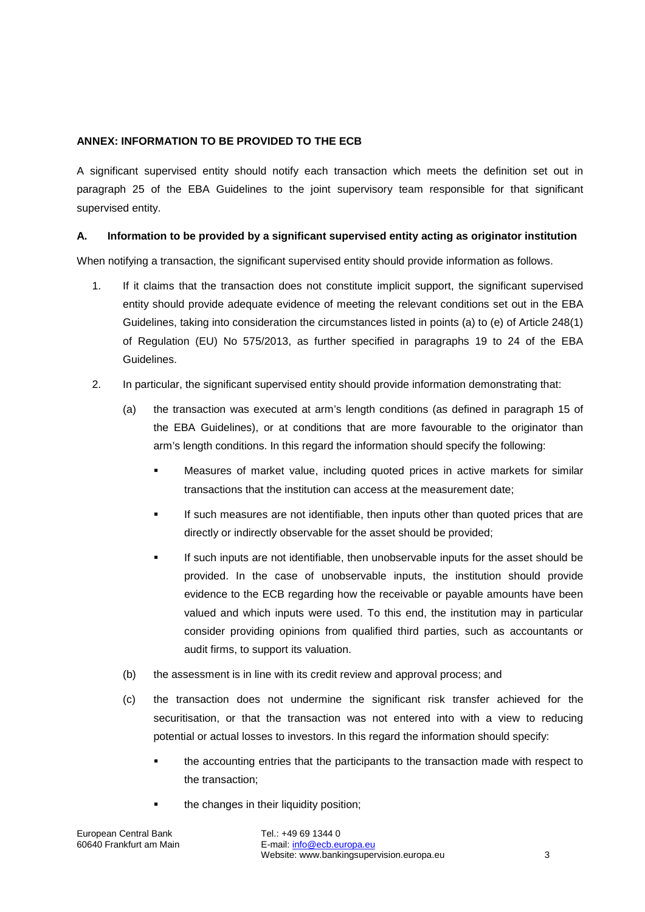**ANNEX: INFORMATION TO BE PROVIDED TO THE ECB**

A significant supervised entity should notify each transaction which meets the definition set out in paragraph 25 of the EBA Guidelines to the joint supervisory team responsible for that significant supervised entity.

**A. Information to be provided by a significant supervised entity acting as originator institution**

When notifying a transaction, the significant supervised entity should provide information as follows.

1. If it claims that the transaction does not constitute implicit support, the significant supervised entity should provide adequate evidence of meeting the relevant conditions set out in the EBA Guidelines, taking into consideration the circumstances listed in points (a) to (e) of Article 248(1) of Regulation (EU) No 575/2013, as further specified in paragraphs 19 to 24 of the EBA Guidelines.

2. In particular, the significant supervised entity should provide information demonstrating that:

   (a) the transaction was executed at arm's length conditions (as defined in paragraph 15 of the EBA Guidelines), or at conditions that are more favourable to the originator than arm's length conditions. In this regard the information should specify the following:

   - Measures of market value, including quoted prices in active markets for similar transactions that the institution can access at the measurement date;
   - If such measures are not identifiable, then inputs other than quoted prices that are directly or indirectly observable for the asset should be provided;
   - If such inputs are not identifiable, then unobservable inputs for the asset should be provided. In the case of unobservable inputs, the institution should provide evidence to the ECB regarding how the receivable or payable amounts have been valued and which inputs were used. To this end, the institution may in particular consider providing opinions from qualified third parties, such as accountants or audit firms, to support its valuation.

   (b) the assessment is in line with its credit review and approval process; and

   (c) the transaction does not undermine the significant risk transfer achieved for the securitisation, or that the transaction was not entered into with a view to reducing potential or actual losses to investors. In this regard the information should specify:

   - the accounting entries that the participants to the transaction made with respect to the transaction;
   - the changes in their liquidity position;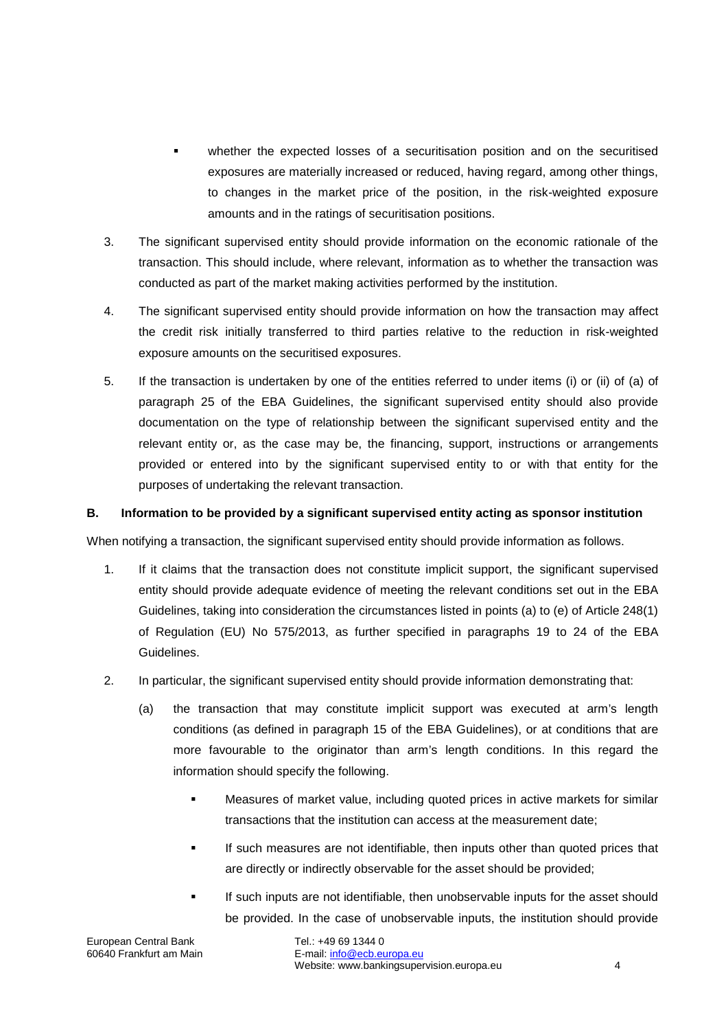- whether the expected losses of a securitisation position and on the securitised exposures are materially increased or reduced, having regard, among other things, to changes in the market price of the position, in the risk-weighted exposure amounts and in the ratings of securitisation positions.

3. The significant supervised entity should provide information on the economic rationale of the transaction. This should include, where relevant, information as to whether the transaction was conducted as part of the market making activities performed by the institution.

4. The significant supervised entity should provide information on how the transaction may affect the credit risk initially transferred to third parties relative to the reduction in risk-weighted exposure amounts on the securitised exposures.

5. If the transaction is undertaken by one of the entities referred to under items (i) or (ii) of (a) of paragraph 25 of the EBA Guidelines, the significant supervised entity should also provide documentation on the type of relationship between the significant supervised entity and the relevant entity or, as the case may be, the financing, support, instructions or arrangements provided or entered into by the significant supervised entity to or with that entity for the purposes of undertaking the relevant transaction.

**B. Information to be provided by a significant supervised entity acting as sponsor institution**

When notifying a transaction, the significant supervised entity should provide information as follows.

1. If it claims that the transaction does not constitute implicit support, the significant supervised entity should provide adequate evidence of meeting the relevant conditions set out in the EBA Guidelines, taking into consideration the circumstances listed in points (a) to (e) of Article 248(1) of Regulation (EU) No 575/2013, as further specified in paragraphs 19 to 24 of the EBA Guidelines.

2. In particular, the significant supervised entity should provide information demonstrating that:

   (a) the transaction that may constitute implicit support was executed at arm's length conditions (as defined in paragraph 15 of the EBA Guidelines), or at conditions that are more favourable to the originator than arm's length conditions. In this regard the information should specify the following.

      - Measures of market value, including quoted prices in active markets for similar transactions that the institution can access at the measurement date;
      - If such measures are not identifiable, then inputs other than quoted prices that are directly or indirectly observable for the asset should be provided;
      - If such inputs are not identifiable, then unobservable inputs for the asset should be provided. In the case of unobservable inputs, the institution should provide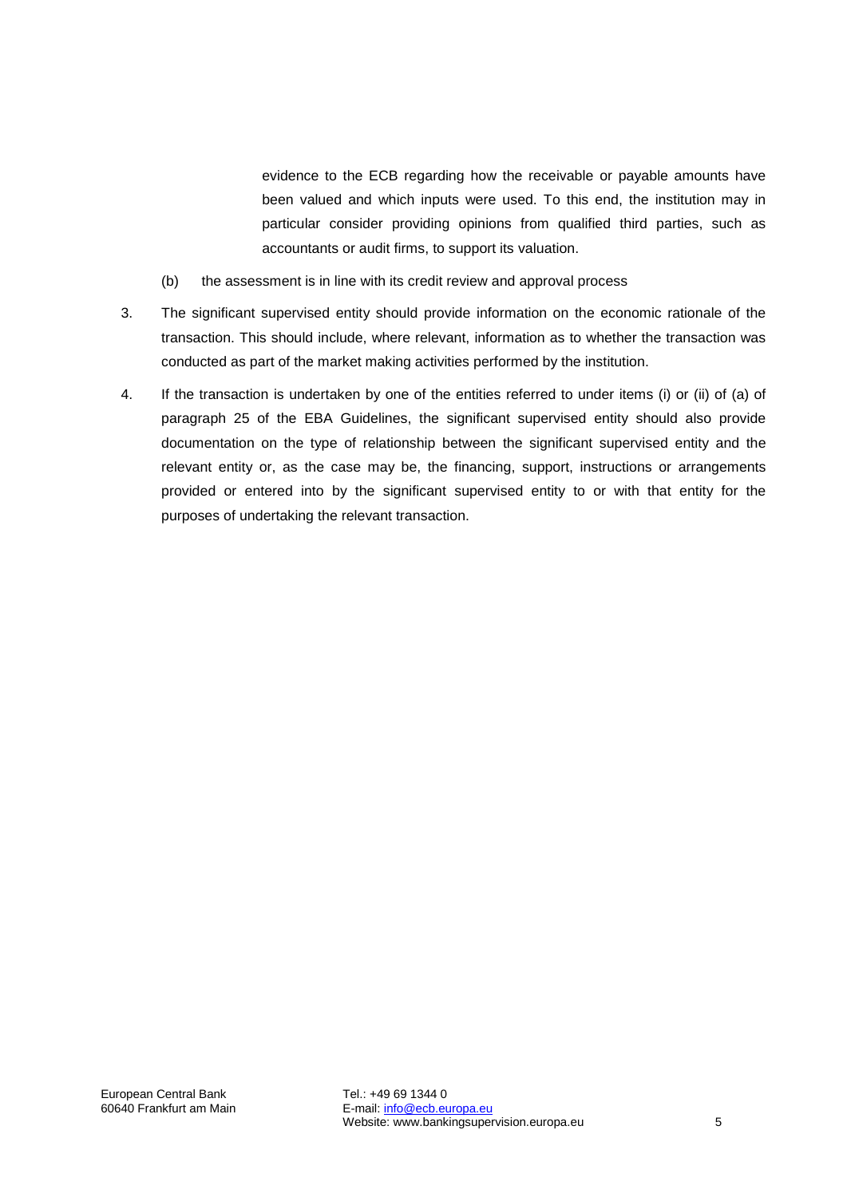evidence to the ECB regarding how the receivable or payable amounts have been valued and which inputs were used. To this end, the institution may in particular consider providing opinions from qualified third parties, such as accountants or audit firms, to support its valuation.

(b) the assessment is in line with its credit review and approval process

3. The significant supervised entity should provide information on the economic rationale of the transaction. This should include, where relevant, information as to whether the transaction was conducted as part of the market making activities performed by the institution.

4. If the transaction is undertaken by one of the entities referred to under items (i) or (ii) of (a) of paragraph 25 of the EBA Guidelines, the significant supervised entity should also provide documentation on the type of relationship between the significant supervised entity and the relevant entity or, as the case may be, the financing, support, instructions or arrangements provided or entered into by the significant supervised entity to or with that entity for the purposes of undertaking the relevant transaction.